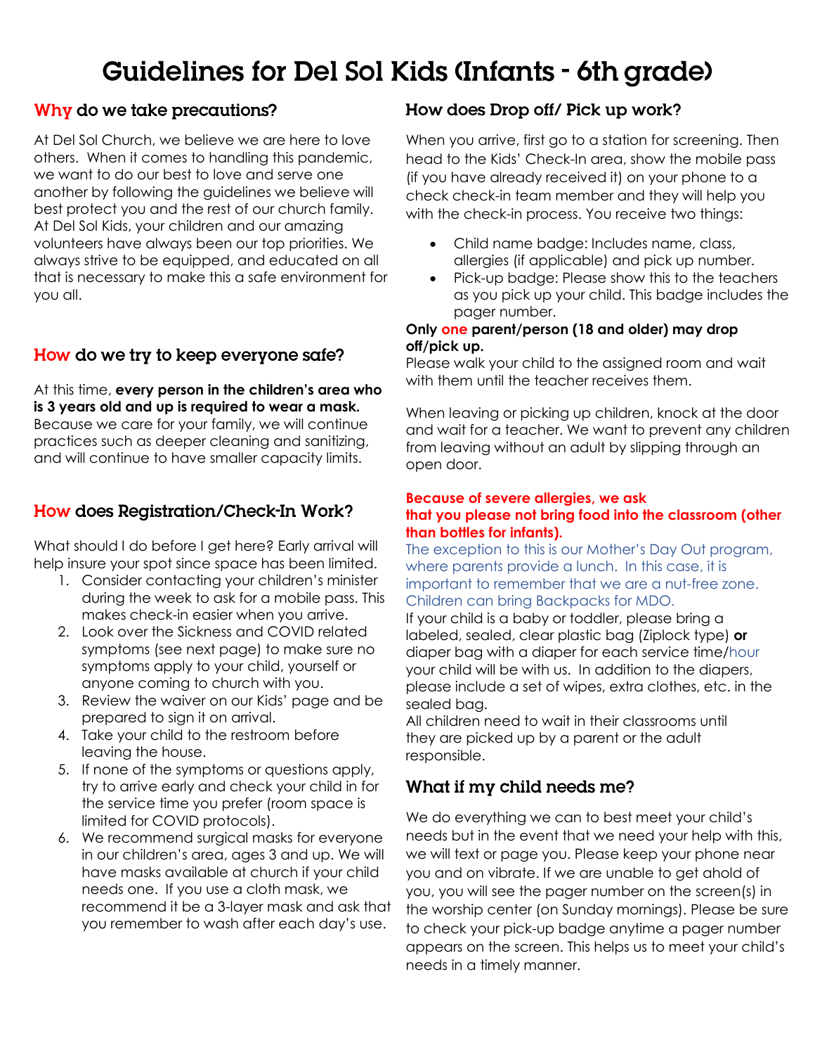# Guidelines for Del Sol Kids (Infants - 6th grade)

## Why do we take precautions?

At Del Sol Church, we believe we are here to love others. When it comes to handling this pandemic, we want to do our best to love and serve one another by following the guidelines we believe will best protect you and the rest of our church family. At Del Sol Kids, your children and our amazing volunteers have always been our top priorities. We always strive to be equipped, and educated on all that is necessary to make this a safe environment for you all.

## How do we try to keep everyone safe?

At this time, **every person in the children's area who is 3 years old and up is required to wear a mask.** Because we care for your family, we will continue practices such as deeper cleaning and sanitizing, and will continue to have smaller capacity limits.

## How does Registration/Check-In Work?

What should I do before I get here? Early arrival will help insure your spot since space has been limited.

1. Consider contacting your children's minister during the week to ask for a mobile pass. This makes check-in easier when you arrive.
2. Look over the Sickness and COVID related symptoms (see next page) to make sure no symptoms apply to your child, yourself or anyone coming to church with you.
3. Review the waiver on our Kids' page and be prepared to sign it on arrival.
4. Take your child to the restroom before leaving the house.
5. If none of the symptoms or questions apply, try to arrive early and check your child in for the service time you prefer (room space is limited for COVID protocols).
6. We recommend surgical masks for everyone in our children's area, ages 3 and up. We will have masks available at church if your child needs one. If you use a cloth mask, we recommend it be a 3-layer mask and ask that you remember to wash after each day's use.

## How does Drop off/ Pick up work?

When you arrive, first go to a station for screening. Then head to the Kids' Check-In area, show the mobile pass (if you have already received it) on your phone to a check check-in team member and they will help you with the check-in process. You receive two things:

- Child name badge: Includes name, class, allergies (if applicable) and pick up number.
- Pick-up badge: Please show this to the teachers as you pick up your child. This badge includes the pager number.

**Only one parent/person (18 and older) may drop off/pick up.**
Please walk your child to the assigned room and wait with them until the teacher receives them.

When leaving or picking up children, knock at the door and wait for a teacher. We want to prevent any children from leaving without an adult by slipping through an open door.

**Because of severe allergies, we ask that you please not bring food into the classroom (other than bottles for infants).**
The exception to this is our Mother's Day Out program, where parents provide a lunch. In this case, it is important to remember that we are a nut-free zone. Children can bring Backpacks for MDO.
If your child is a baby or toddler, please bring a labeled, sealed, clear plastic bag (Ziplock type) **or** diaper bag with a diaper for each service time/hour your child will be with us. In addition to the diapers, please include a set of wipes, extra clothes, etc. in the sealed bag.
All children need to wait in their classrooms until they are picked up by a parent or the adult responsible.

## What if my child needs me?

We do everything we can to best meet your child's needs but in the event that we need your help with this, we will text or page you. Please keep your phone near you and on vibrate. If we are unable to get ahold of you, you will see the pager number on the screen(s) in the worship center (on Sunday mornings). Please be sure to check your pick-up badge anytime a pager number appears on the screen. This helps us to meet your child's needs in a timely manner.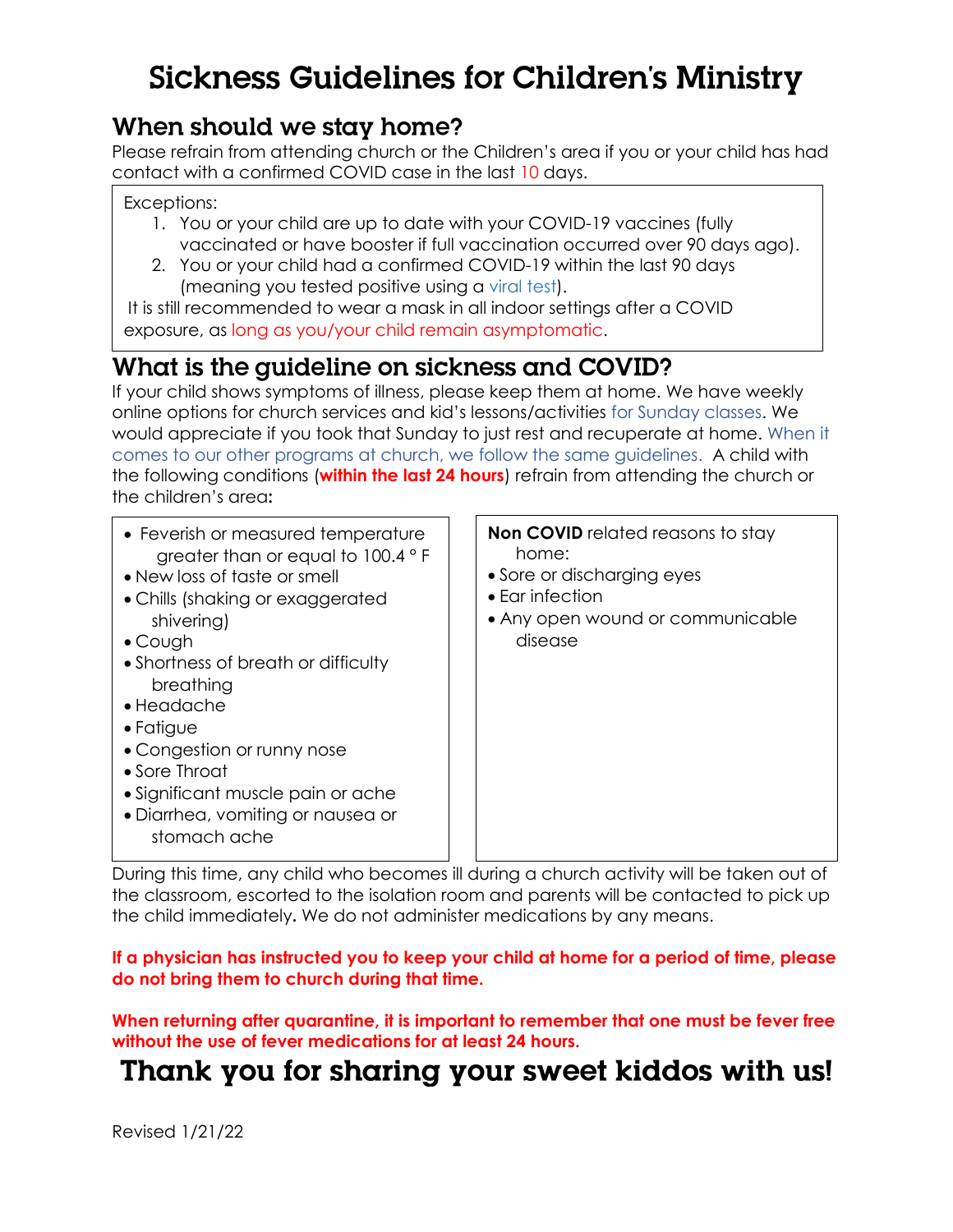# Sickness Guidelines for Children's Ministry

## When should we stay home?

Please refrain from attending church or the Children's area if you or your child has had contact with a confirmed COVID case in the last 10 days.

Exceptions:

1. You or your child are up to date with your COVID-19 vaccines (fully vaccinated or have booster if full vaccination occurred over 90 days ago).
2. You or your child had a confirmed COVID-19 within the last 90 days (meaning you tested positive using a viral test).

It is still recommended to wear a mask in all indoor settings after a COVID exposure, as long as you/your child remain asymptomatic.

## What is the guideline on sickness and COVID?

If your child shows symptoms of illness, please keep them at home. We have weekly online options for church services and kid's lessons/activities for Sunday classes. We would appreciate if you took that Sunday to just rest and recuperate at home. When it comes to our other programs at church, we follow the same guidelines. A child with the following conditions (**within the last 24 hours**) refrain from attending the church or the children's area:

- Feverish or measured temperature greater than or equal to 100.4 ° F
- New loss of taste or smell
- Chills (shaking or exaggerated shivering)
- Cough
- Shortness of breath or difficulty breathing
- Headache
- Fatigue
- Congestion or runny nose
- Sore Throat
- Significant muscle pain or ache
- Diarrhea, vomiting or nausea or stomach ache

**Non COVID** related reasons to stay home:

- Sore or discharging eyes
- Ear infection
- Any open wound or communicable disease

During this time, any child who becomes ill during a church activity will be taken out of the classroom, escorted to the isolation room and parents will be contacted to pick up the child immediately. We do not administer medications by any means.

**If a physician has instructed you to keep your child at home for a period of time, please do not bring them to church during that time.**

**When returning after quarantine, it is important to remember that one must be fever free without the use of fever medications for at least 24 hours.**

# Thank you for sharing your sweet kiddos with us!

Revised 1/21/22